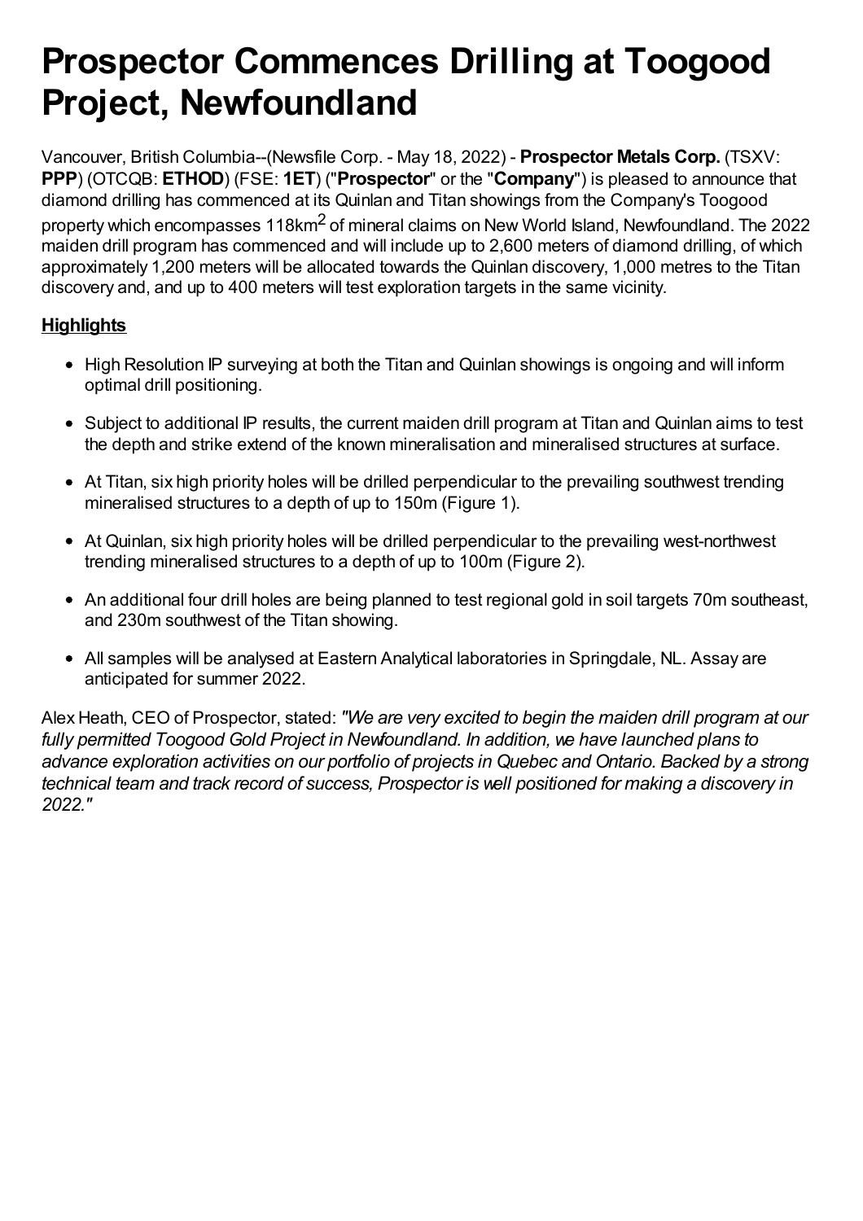# Prospector Commences Drilling at Toogood Project, Newfoundland

Vancouver, British Columbia--(Newsfile Corp. - May 18, 2022) - **Prospector Metals Corp.** (TSXV: **PPP**) (OTCQB: **ETHOD**) (FSE: **1ET**) ("**Prospector**" or the "**Company**") is pleased to announce that diamond drilling has commenced at its Quinlan and Titan showings from the Company's Toogood property which encompasses 118km$^2$ of mineral claims on New World Island, Newfoundland. The 2022 maiden drill program has commenced and will include up to 2,600 meters of diamond drilling, of which approximately 1,200 meters will be allocated towards the Quinlan discovery, 1,000 metres to the Titan discovery and, and up to 400 meters will test exploration targets in the same vicinity.

## Highlights

- High Resolution IP surveying at both the Titan and Quinlan showings is ongoing and will inform optimal drill positioning.
- Subject to additional IP results, the current maiden drill program at Titan and Quinlan aims to test the depth and strike extend of the known mineralisation and mineralised structures at surface.
- At Titan, six high priority holes will be drilled perpendicular to the prevailing southwest trending mineralised structures to a depth of up to 150m (Figure 1).
- At Quinlan, six high priority holes will be drilled perpendicular to the prevailing west-northwest trending mineralised structures to a depth of up to 100m (Figure 2).
- An additional four drill holes are being planned to test regional gold in soil targets 70m southeast, and 230m southwest of the Titan showing.
- All samples will be analysed at Eastern Analytical laboratories in Springdale, NL. Assay are anticipated for summer 2022.

Alex Heath, CEO of Prospector, stated: *"We are very excited to begin the maiden drill program at our fully permitted Toogood Gold Project in Newfoundland. In addition, we have launched plans to advance exploration activities on our portfolio of projects in Quebec and Ontario. Backed by a strong technical team and track record of success, Prospector is well positioned for making a discovery in 2022."*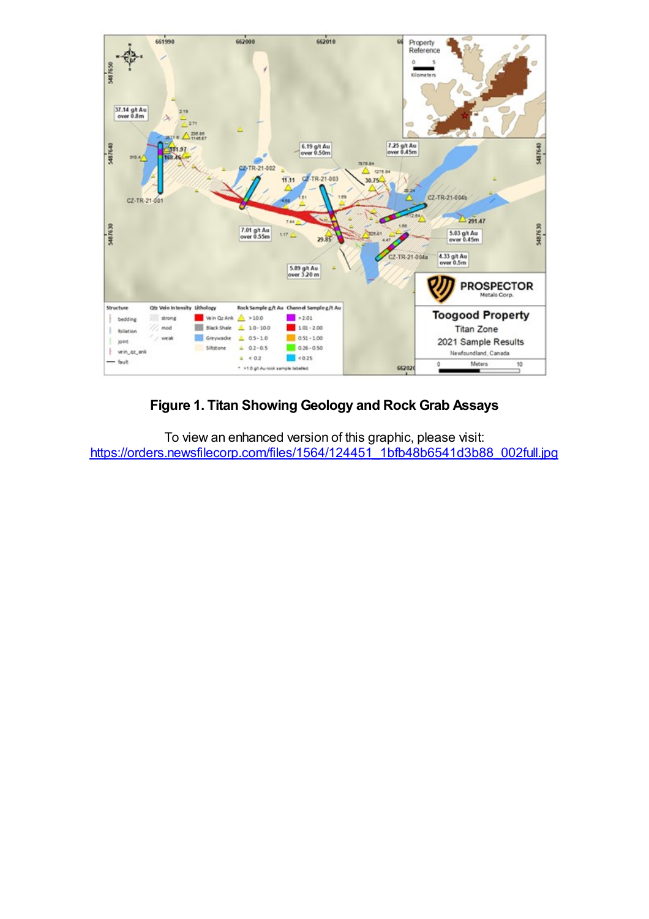**Figure 1. Titan Showing Geology and Rock Grab Assays**

To view an enhanced version of this graphic, please visit:
https://orders.newsfilecorp.com/files/1564/124451_1bfb48b6541d3b88_002full.jpg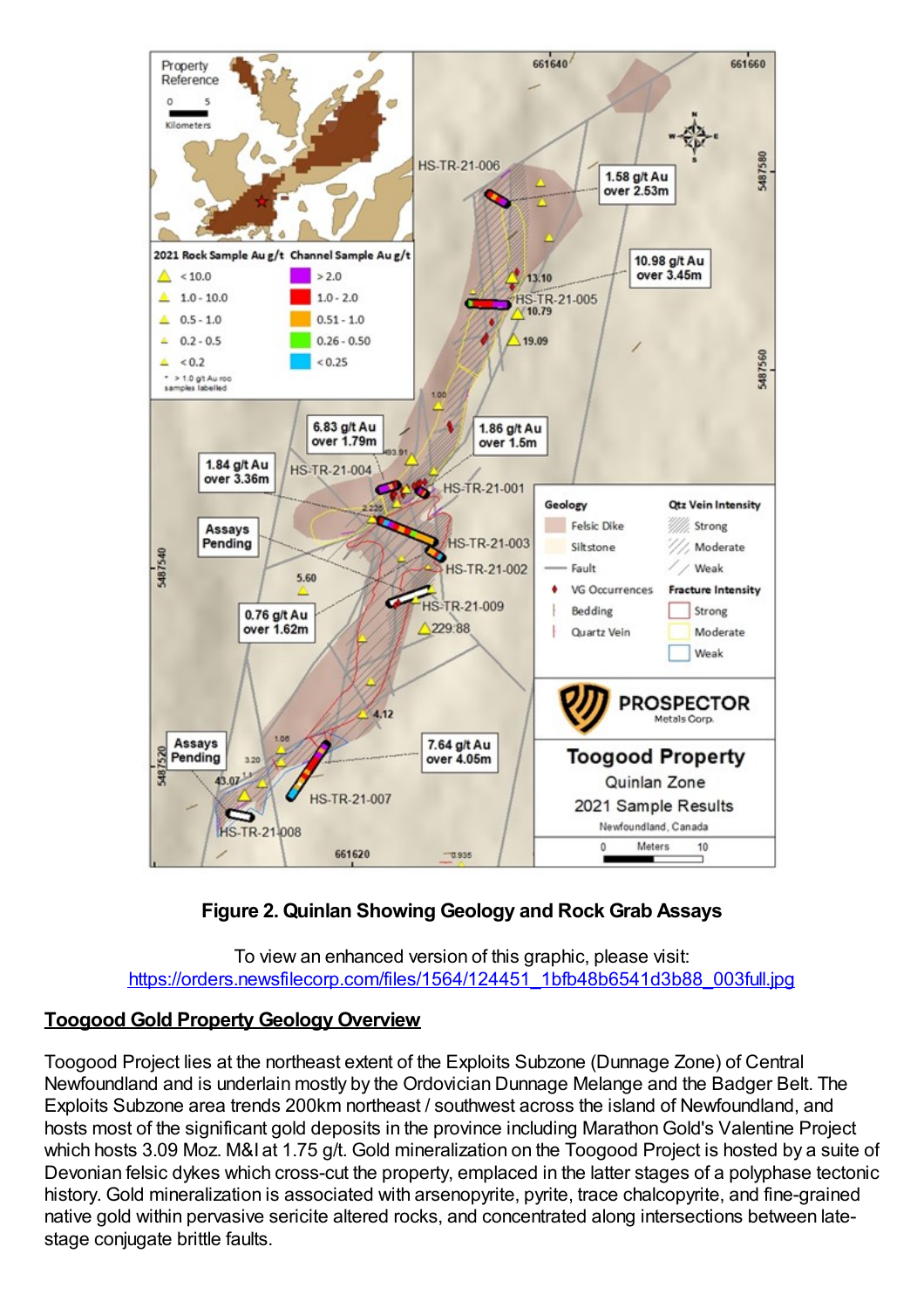**Figure 2. Quinlan Showing Geology and Rock Grab Assays**

To view an enhanced version of this graphic, please visit:
https://orders.newsfilecorp.com/files/1564/124451_1bfb48b6541d3b88_003full.jpg

**Toogood Gold Property Geology Overview**

Toogood Project lies at the northeast extent of the Exploits Subzone (Dunnage Zone) of Central Newfoundland and is underlain mostly by the Ordovician Dunnage Melange and the Badger Belt. The Exploits Subzone area trends 200km northeast / southwest across the island of Newfoundland, and hosts most of the significant gold deposits in the province including Marathon Gold's Valentine Project which hosts 3.09 Moz. M&I at 1.75 g/t. Gold mineralization on the Toogood Project is hosted by a suite of Devonian felsic dykes which cross-cut the property, emplaced in the latter stages of a polyphase tectonic history. Gold mineralization is associated with arsenopyrite, pyrite, trace chalcopyrite, and fine-grained native gold within pervasive sericite altered rocks, and concentrated along intersections between late-stage conjugate brittle faults.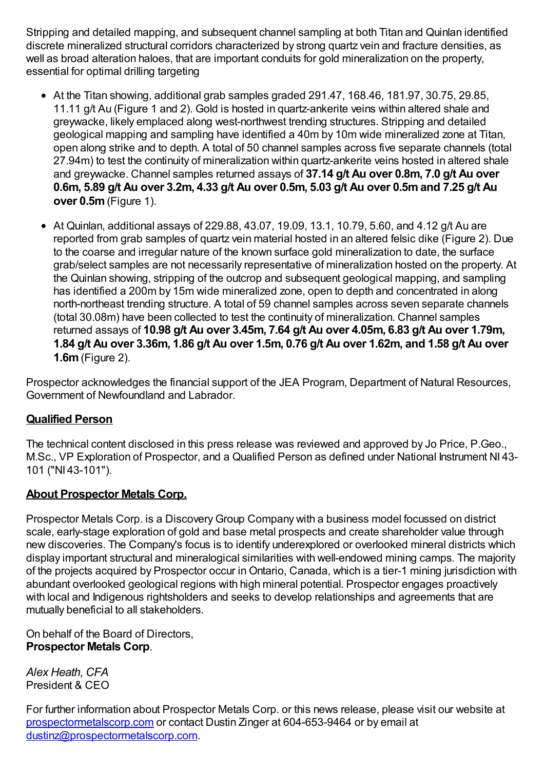Stripping and detailed mapping, and subsequent channel sampling at both Titan and Quinlan identified discrete mineralized structural corridors characterized by strong quartz vein and fracture densities, as well as broad alteration haloes, that are important conduits for gold mineralization on the property, essential for optimal drilling targeting

- At the Titan showing, additional grab samples graded 291.47, 168.46, 181.97, 30.75, 29.85, 11.11 g/t Au (Figure 1 and 2). Gold is hosted in quartz-ankerite veins within altered shale and greywacke, likely emplaced along west-northwest trending structures. Stripping and detailed geological mapping and sampling have identified a 40m by 10m wide mineralized zone at Titan, open along strike and to depth. A total of 50 channel samples across five separate channels (total 27.94m) to test the continuity of mineralization within quartz-ankerite veins hosted in altered shale and greywacke. Channel samples returned assays of **37.14 g/t Au over 0.8m, 7.0 g/t Au over 0.6m, 5.89 g/t Au over 3.2m, 4.33 g/t Au over 0.5m, 5.03 g/t Au over 0.5m and 7.25 g/t Au over 0.5m** (Figure 1).
- At Quinlan, additional assays of 229.88, 43.07, 19.09, 13.1, 10.79, 5.60, and 4.12 g/t Au are reported from grab samples of quartz vein material hosted in an altered felsic dike (Figure 2). Due to the coarse and irregular nature of the known surface gold mineralization to date, the surface grab/select samples are not necessarily representative of mineralization hosted on the property. At the Quinlan showing, stripping of the outcrop and subsequent geological mapping, and sampling has identified a 200m by 15m wide mineralized zone, open to depth and concentrated in along north-northeast trending structure. A total of 59 channel samples across seven separate channels (total 30.08m) have been collected to test the continuity of mineralization. Channel samples returned assays of **10.98 g/t Au over 3.45m, 7.64 g/t Au over 4.05m, 6.83 g/t Au over 1.79m, 1.84 g/t Au over 3.36m, 1.86 g/t Au over 1.5m, 0.76 g/t Au over 1.62m, and 1.58 g/t Au over 1.6m** (Figure 2).

Prospector acknowledges the financial support of the JEA Program, Department of Natural Resources, Government of Newfoundland and Labrador.

## Qualified Person

The technical content disclosed in this press release was reviewed and approved by Jo Price, P.Geo., M.Sc., VP Exploration of Prospector, and a Qualified Person as defined under National Instrument NI 43-101 ("NI 43-101").

## About Prospector Metals Corp.

Prospector Metals Corp. is a Discovery Group Company with a business model focussed on district scale, early-stage exploration of gold and base metal prospects and create shareholder value through new discoveries. The Company's focus is to identify underexplored or overlooked mineral districts which display important structural and mineralogical similarities with well-endowed mining camps. The majority of the projects acquired by Prospector occur in Ontario, Canada, which is a tier-1 mining jurisdiction with abundant overlooked geological regions with high mineral potential. Prospector engages proactively with local and Indigenous rightsholders and seeks to develop relationships and agreements that are mutually beneficial to all stakeholders.

On behalf of the Board of Directors,
**Prospector Metals Corp**.

*Alex Heath, CFA*
President & CEO

For further information about Prospector Metals Corp. or this news release, please visit our website at prospectormetalscorp.com or contact Dustin Zinger at 604-653-9464 or by email at dustinz@prospectormetalscorp.com.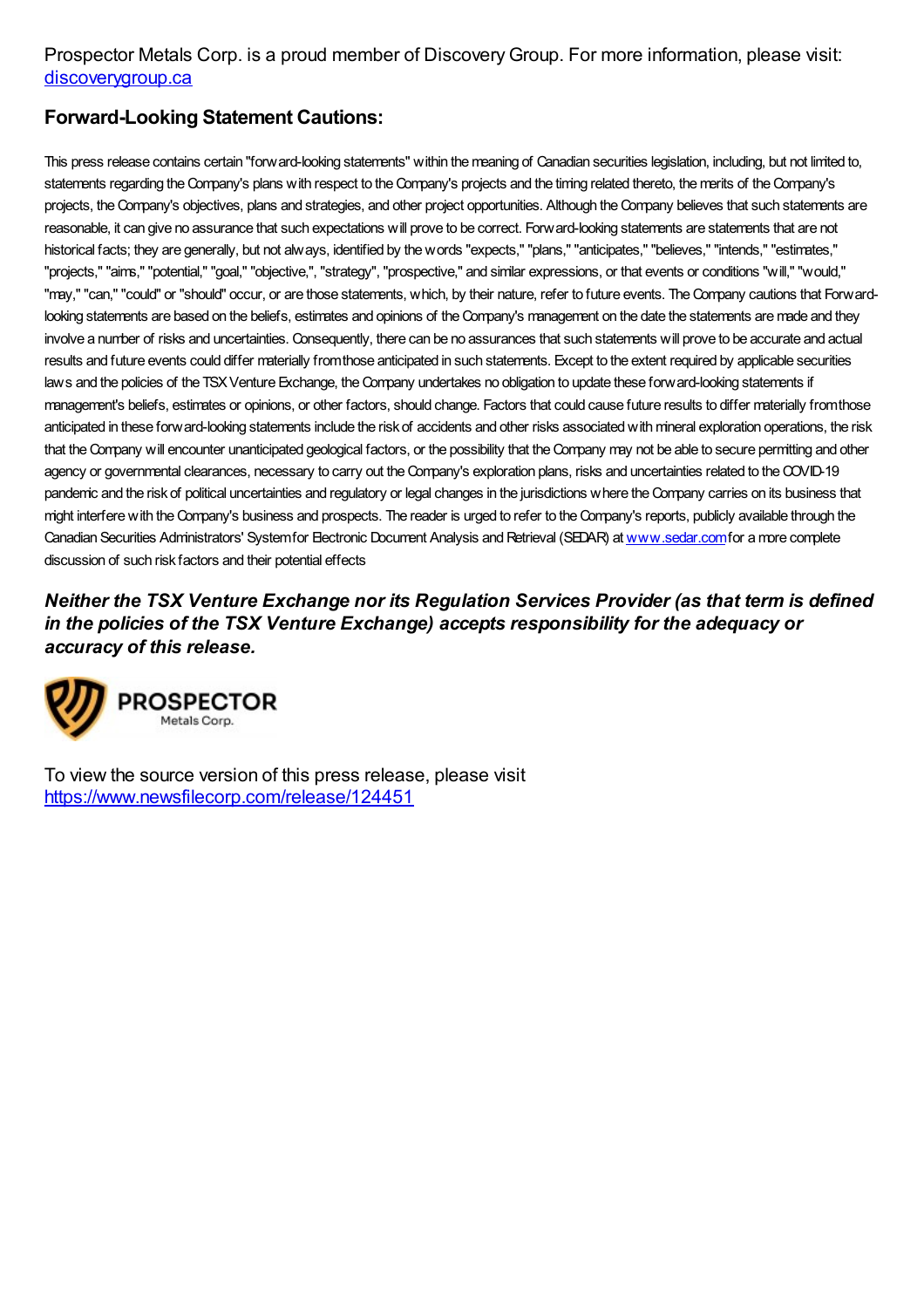Prospector Metals Corp. is a proud member of Discovery Group. For more information, please visit: [discoverygroup.ca](discoverygroup.ca)

### Forward-Looking Statement Cautions:

This press release contains certain "forward-looking statements" within the meaning of Canadian securities legislation, including, but not limited to, statements regarding the Company's plans with respect to the Company's projects and the timing related thereto, the merits of the Company's projects, the Company's objectives, plans and strategies, and other project opportunities. Although the Company believes that such statements are reasonable, it can give no assurance that such expectations will prove to be correct. Forward-looking statements are statements that are not historical facts; they are generally, but not always, identified by the words "expects," "plans," "anticipates," "believes," "intends," "estimates," "projects," "aims," "potential," "goal," "objective,", "strategy", "prospective," and similar expressions, or that events or conditions "will," "would," "may," "can," "could" or "should" occur, or are those statements, which, by their nature, refer to future events. The Company cautions that Forward-looking statements are based on the beliefs, estimates and opinions of the Company's management on the date the statements are made and they involve a number of risks and uncertainties. Consequently, there can be no assurances that such statements will prove to be accurate and actual results and future events could differ materially from those anticipated in such statements. Except to the extent required by applicable securities laws and the policies of the TSX Venture Exchange, the Company undertakes no obligation to update these forward-looking statements if management's beliefs, estimates or opinions, or other factors, should change. Factors that could cause future results to differ materially from those anticipated in these forward-looking statements include the risk of accidents and other risks associated with mineral exploration operations, the risk that the Company will encounter unanticipated geological factors, or the possibility that the Company may not be able to secure permitting and other agency or governmental clearances, necessary to carry out the Company's exploration plans, risks and uncertainties related to the COVID-19 pandemic and the risk of political uncertainties and regulatory or legal changes in the jurisdictions where the Company carries on its business that might interfere with the Company's business and prospects. The reader is urged to refer to the Company's reports, publicly available through the Canadian Securities Administrators' System for Electronic Document Analysis and Retrieval (SEDAR) at [www.sedar.com](www.sedar.com) for a more complete discussion of such risk factors and their potential effects

***Neither the TSX Venture Exchange nor its Regulation Services Provider (as that term is defined in the policies of the TSX Venture Exchange) accepts responsibility for the adequacy or accuracy of this release.***

PROSPECTOR
Metals Corp.

To view the source version of this press release, please visit [https://www.newsfilecorp.com/release/124451](https://www.newsfilecorp.com/release/124451)